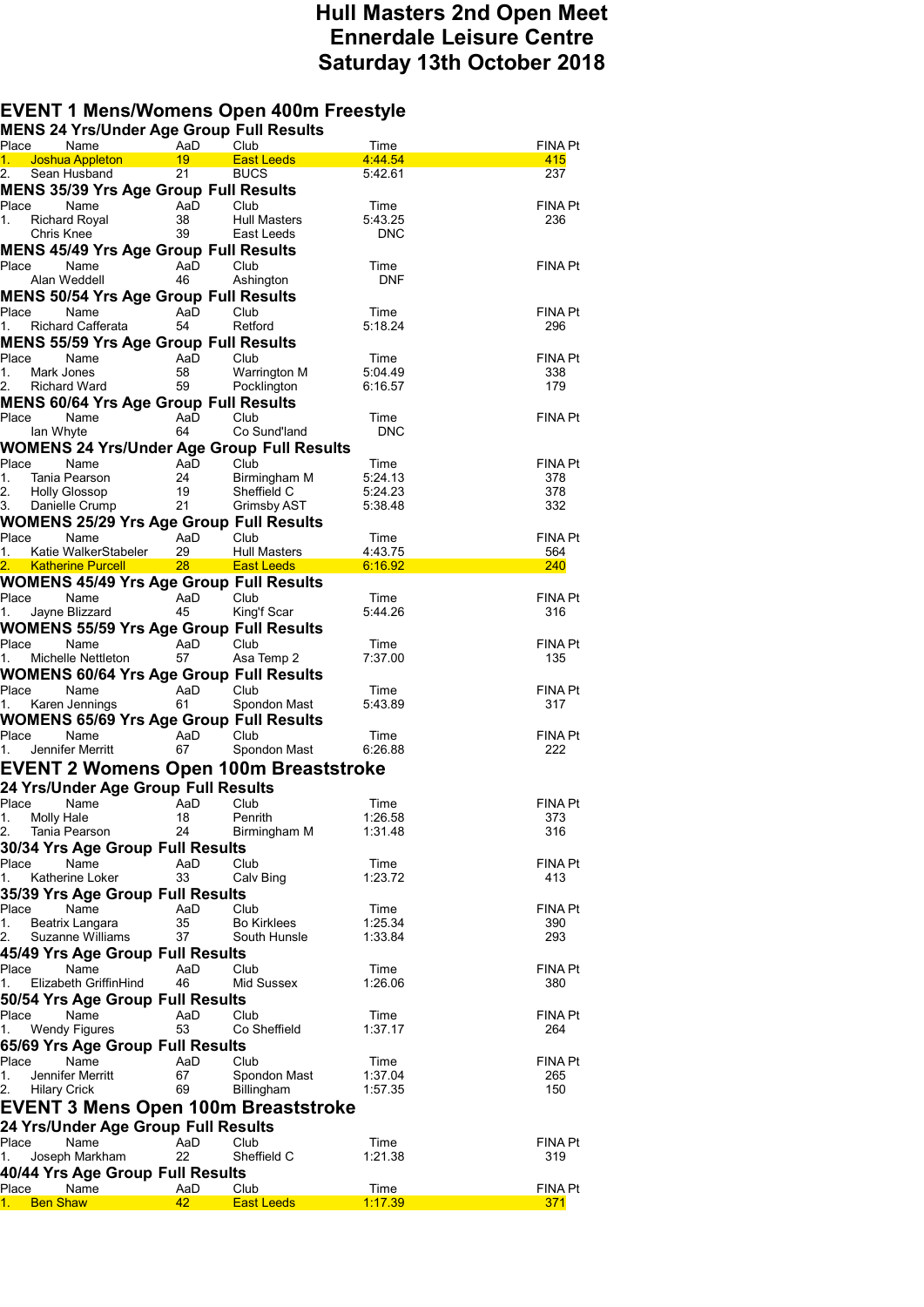# Hull Masters 2nd Open Meet
# Ennerdale Leisure Centre
# Saturday 13th October 2018

## EVENT 1 Mens/Womens Open 400m Freestyle

### MENS 24 Yrs/Under Age Group Full Results

| Place | Name | AaD | Club | Time | FINA Pt |
|---|---|---|---|---|---|
| 1. | Joshua Appleton | 19 | East Leeds | 4:44.54 | 415 |
| 2. | Sean Husband | 21 | BUCS | 5:42.61 | 237 |

### MENS 35/39 Yrs Age Group Full Results

| Place | Name | AaD | Club | Time | FINA Pt |
|---|---|---|---|---|---|
| 1. | Richard Royal | 38 | Hull Masters | 5:43.25 | 236 |
| | Chris Knee | 39 | East Leeds | DNC | |

### MENS 45/49 Yrs Age Group Full Results

| Place | Name | AaD | Club | Time | FINA Pt |
|---|---|---|---|---|---|
| | Alan Weddell | 46 | Ashington | DNF | |

### MENS 50/54 Yrs Age Group Full Results

| Place | Name | AaD | Club | Time | FINA Pt |
|---|---|---|---|---|---|
| 1. | Richard Cafferata | 54 | Retford | 5:18.24 | 296 |

### MENS 55/59 Yrs Age Group Full Results

| Place | Name | AaD | Club | Time | FINA Pt |
|---|---|---|---|---|---|
| 1. | Mark Jones | 58 | Warrington M | 5:04.49 | 338 |
| 2. | Richard Ward | 59 | Pocklington | 6:16.57 | 179 |

### MENS 60/64 Yrs Age Group Full Results

| Place | Name | AaD | Club | Time | FINA Pt |
|---|---|---|---|---|---|
| | Ian Whyte | 64 | Co Sund'land | DNC | |

### WOMENS 24 Yrs/Under Age Group Full Results

| Place | Name | AaD | Club | Time | FINA Pt |
|---|---|---|---|---|---|
| 1. | Tania Pearson | 24 | Birmingham M | 5:24.13 | 378 |
| 2. | Holly Glossop | 19 | Sheffield C | 5:24.23 | 378 |
| 3. | Danielle Crump | 21 | Grimsby AST | 5:38.48 | 332 |

### WOMENS 25/29 Yrs Age Group Full Results

| Place | Name | AaD | Club | Time | FINA Pt |
|---|---|---|---|---|---|
| 1. | Katie WalkerStabeler | 29 | Hull Masters | 4:43.75 | 564 |
| 2. | Katherine Purcell | 28 | East Leeds | 6:16.92 | 240 |

### WOMENS 45/49 Yrs Age Group Full Results

| Place | Name | AaD | Club | Time | FINA Pt |
|---|---|---|---|---|---|
| 1. | Jayne Blizzard | 45 | King'f Scar | 5:44.26 | 316 |

### WOMENS 55/59 Yrs Age Group Full Results

| Place | Name | AaD | Club | Time | FINA Pt |
|---|---|---|---|---|---|
| 1. | Michelle Nettleton | 57 | Asa Temp 2 | 7:37.00 | 135 |

### WOMENS 60/64 Yrs Age Group Full Results

| Place | Name | AaD | Club | Time | FINA Pt |
|---|---|---|---|---|---|
| 1. | Karen Jennings | 61 | Spondon Mast | 5:43.89 | 317 |

### WOMENS 65/69 Yrs Age Group Full Results

| Place | Name | AaD | Club | Time | FINA Pt |
|---|---|---|---|---|---|
| 1. | Jennifer Merritt | 67 | Spondon Mast | 6:26.88 | 222 |

## EVENT 2 Womens Open 100m Breaststroke

### 24 Yrs/Under Age Group Full Results

| Place | Name | AaD | Club | Time | FINA Pt |
|---|---|---|---|---|---|
| 1. | Molly Hale | 18 | Penrith | 1:26.58 | 373 |
| 2. | Tania Pearson | 24 | Birmingham M | 1:31.48 | 316 |

### 30/34 Yrs Age Group Full Results

| Place | Name | AaD | Club | Time | FINA Pt |
|---|---|---|---|---|---|
| 1. | Katherine Loker | 33 | Calv Bing | 1:23.72 | 413 |

### 35/39 Yrs Age Group Full Results

| Place | Name | AaD | Club | Time | FINA Pt |
|---|---|---|---|---|---|
| 1. | Beatrix Langara | 35 | Bo Kirklees | 1:25.34 | 390 |
| 2. | Suzanne Williams | 37 | South Hunsle | 1:33.84 | 293 |

### 45/49 Yrs Age Group Full Results

| Place | Name | AaD | Club | Time | FINA Pt |
|---|---|---|---|---|---|
| 1. | Elizabeth GriffinHind | 46 | Mid Sussex | 1:26.06 | 380 |

### 50/54 Yrs Age Group Full Results

| Place | Name | AaD | Club | Time | FINA Pt |
|---|---|---|---|---|---|
| 1. | Wendy Figures | 53 | Co Sheffield | 1:37.17 | 264 |

### 65/69 Yrs Age Group Full Results

| Place | Name | AaD | Club | Time | FINA Pt |
|---|---|---|---|---|---|
| 1. | Jennifer Merritt | 67 | Spondon Mast | 1:37.04 | 265 |
| 2. | Hilary Crick | 69 | Billingham | 1:57.35 | 150 |

## EVENT 3 Mens Open 100m Breaststroke

### 24 Yrs/Under Age Group Full Results

| Place | Name | AaD | Club | Time | FINA Pt |
|---|---|---|---|---|---|
| 1. | Joseph Markham | 22 | Sheffield C | 1:21.38 | 319 |

### 40/44 Yrs Age Group Full Results

| Place | Name | AaD | Club | Time | FINA Pt |
|---|---|---|---|---|---|
| 1. | Ben Shaw | 42 | East Leeds | 1:17.39 | 371 |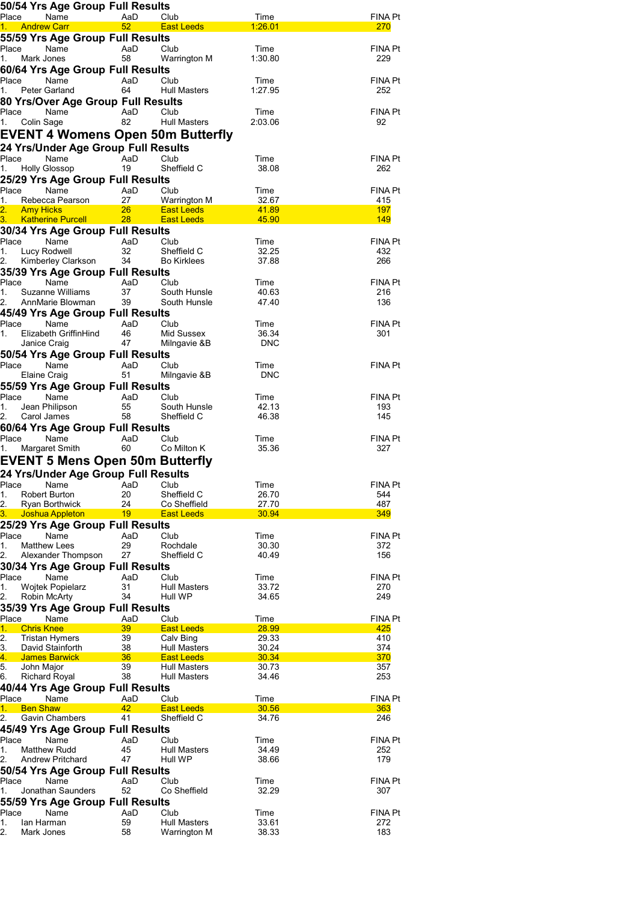### 50/54 Yrs Age Group Full Results

| Place | Name | AaD | Club | Time | FINA Pt |
|---|---|---|---|---|---|
| 1. | Andrew Carr | 52 | East Leeds | 1:26.01 | 270 |

### 55/59 Yrs Age Group Full Results

| Place | Name | AaD | Club | Time | FINA Pt |
|---|---|---|---|---|---|
| 1. | Mark Jones | 58 | Warrington M | 1:30.80 | 229 |

### 60/64 Yrs Age Group Full Results

| Place | Name | AaD | Club | Time | FINA Pt |
|---|---|---|---|---|---|
| 1. | Peter Garland | 64 | Hull Masters | 1:27.95 | 252 |

### 80 Yrs/Over Age Group Full Results

| Place | Name | AaD | Club | Time | FINA Pt |
|---|---|---|---|---|---|
| 1. | Colin Sage | 82 | Hull Masters | 2:03.06 | 92 |

## EVENT 4 Womens Open 50m Butterfly

### 24 Yrs/Under Age Group Full Results

| Place | Name | AaD | Club | Time | FINA Pt |
|---|---|---|---|---|---|
| 1. | Holly Glossop | 19 | Sheffield C | 38.08 | 262 |

### 25/29 Yrs Age Group Full Results

| Place | Name | AaD | Club | Time | FINA Pt |
|---|---|---|---|---|---|
| 1. | Rebecca Pearson | 27 | Warrington M | 32.67 | 415 |
| 2. | Amy Hicks | 26 | East Leeds | 41.89 | 197 |
| 3. | Katherine Purcell | 28 | East Leeds | 45.90 | 149 |

### 30/34 Yrs Age Group Full Results

| Place | Name | AaD | Club | Time | FINA Pt |
|---|---|---|---|---|---|
| 1. | Lucy Rodwell | 32 | Sheffield C | 32.25 | 432 |
| 2. | Kimberley Clarkson | 34 | Bo Kirklees | 37.88 | 266 |

### 35/39 Yrs Age Group Full Results

| Place | Name | AaD | Club | Time | FINA Pt |
|---|---|---|---|---|---|
| 1. | Suzanne Williams | 37 | South Hunsle | 40.63 | 216 |
| 2. | AnnMarie Blowman | 39 | South Hunsle | 47.40 | 136 |

### 45/49 Yrs Age Group Full Results

| Place | Name | AaD | Club | Time | FINA Pt |
|---|---|---|---|---|---|
| 1. | Elizabeth GriffinHind | 46 | Mid Sussex | 36.34 | 301 |
| | Janice Craig | 47 | Milngavie &B | DNC | |

### 50/54 Yrs Age Group Full Results

| Place | Name | AaD | Club | Time | FINA Pt |
|---|---|---|---|---|---|
| | Elaine Craig | 51 | Milngavie &B | DNC | |

### 55/59 Yrs Age Group Full Results

| Place | Name | AaD | Club | Time | FINA Pt |
|---|---|---|---|---|---|
| 1. | Jean Philipson | 55 | South Hunsle | 42.13 | 193 |
| 2. | Carol James | 58 | Sheffield C | 46.38 | 145 |

### 60/64 Yrs Age Group Full Results

| Place | Name | AaD | Club | Time | FINA Pt |
|---|---|---|---|---|---|
| 1. | Margaret Smith | 60 | Co Milton K | 35.36 | 327 |

## EVENT 5 Mens Open 50m Butterfly

### 24 Yrs/Under Age Group Full Results

| Place | Name | AaD | Club | Time | FINA Pt |
|---|---|---|---|---|---|
| 1. | Robert Burton | 20 | Sheffield C | 26.70 | 544 |
| 2. | Ryan Borthwick | 24 | Co Sheffield | 27.70 | 487 |
| 3. | Joshua Appleton | 19 | East Leeds | 30.94 | 349 |

### 25/29 Yrs Age Group Full Results

| Place | Name | AaD | Club | Time | FINA Pt |
|---|---|---|---|---|---|
| 1. | Matthew Lees | 29 | Rochdale | 30.30 | 372 |
| 2. | Alexander Thompson | 27 | Sheffield C | 40.49 | 156 |

### 30/34 Yrs Age Group Full Results

| Place | Name | AaD | Club | Time | FINA Pt |
|---|---|---|---|---|---|
| 1. | Wojtek Popielarz | 31 | Hull Masters | 33.72 | 270 |
| 2. | Robin McArty | 34 | Hull WP | 34.65 | 249 |

### 35/39 Yrs Age Group Full Results

| Place | Name | AaD | Club | Time | FINA Pt |
|---|---|---|---|---|---|
| 1. | Chris Knee | 39 | East Leeds | 28.99 | 425 |
| 2. | Tristan Hymers | 39 | Calv Bing | 29.33 | 410 |
| 3. | David Stainforth | 38 | Hull Masters | 30.24 | 374 |
| 4. | James Barwick | 36 | East Leeds | 30.34 | 370 |
| 5. | John Major | 39 | Hull Masters | 30.73 | 357 |
| 6. | Richard Royal | 38 | Hull Masters | 34.46 | 253 |

### 40/44 Yrs Age Group Full Results

| Place | Name | AaD | Club | Time | FINA Pt |
|---|---|---|---|---|---|
| 1. | Ben Shaw | 42 | East Leeds | 30.56 | 363 |
| 2. | Gavin Chambers | 41 | Sheffield C | 34.76 | 246 |

### 45/49 Yrs Age Group Full Results

| Place | Name | AaD | Club | Time | FINA Pt |
|---|---|---|---|---|---|
| 1. | Matthew Rudd | 45 | Hull Masters | 34.49 | 252 |
| 2. | Andrew Pritchard | 47 | Hull WP | 38.66 | 179 |

### 50/54 Yrs Age Group Full Results

| Place | Name | AaD | Club | Time | FINA Pt |
|---|---|---|---|---|---|
| 1. | Jonathan Saunders | 52 | Co Sheffield | 32.29 | 307 |

### 55/59 Yrs Age Group Full Results

| Place | Name | AaD | Club | Time | FINA Pt |
|---|---|---|---|---|---|
| 1. | Ian Harman | 59 | Hull Masters | 33.61 | 272 |
| 2. | Mark Jones | 58 | Warrington M | 38.33 | 183 |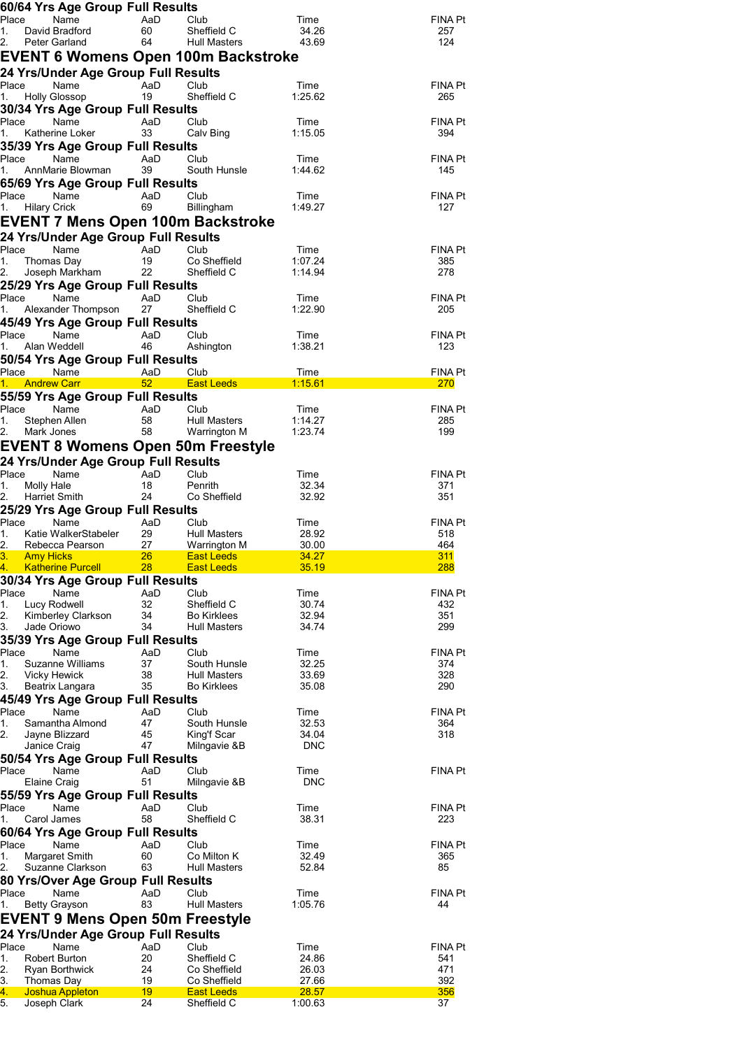## 60/64 Yrs Age Group Full Results

| Place | Name | AaD | Club | Time | FINA Pt |
|---|---|---|---|---|---|
| 1. | David Bradford | 60 | Sheffield C | 34.26 | 257 |
| 2. | Peter Garland | 64 | Hull Masters | 43.69 | 124 |

# EVENT 6 Womens Open 100m Backstroke

## 24 Yrs/Under Age Group Full Results

| Place | Name | AaD | Club | Time | FINA Pt |
|---|---|---|---|---|---|
| 1. | Holly Glossop | 19 | Sheffield C | 1:25.62 | 265 |

## 30/34 Yrs Age Group Full Results

| Place | Name | AaD | Club | Time | FINA Pt |
|---|---|---|---|---|---|
| 1. | Katherine Loker | 33 | Calv Bing | 1:15.05 | 394 |

## 35/39 Yrs Age Group Full Results

| Place | Name | AaD | Club | Time | FINA Pt |
|---|---|---|---|---|---|
| 1. | AnnMarie Blowman | 39 | South Hunsle | 1:44.62 | 145 |

## 65/69 Yrs Age Group Full Results

| Place | Name | AaD | Club | Time | FINA Pt |
|---|---|---|---|---|---|
| 1. | Hilary Crick | 69 | Billingham | 1:49.27 | 127 |

# EVENT 7 Mens Open 100m Backstroke

## 24 Yrs/Under Age Group Full Results

| Place | Name | AaD | Club | Time | FINA Pt |
|---|---|---|---|---|---|
| 1. | Thomas Day | 19 | Co Sheffield | 1:07.24 | 385 |
| 2. | Joseph Markham | 22 | Sheffield C | 1:14.94 | 278 |

## 25/29 Yrs Age Group Full Results

| Place | Name | AaD | Club | Time | FINA Pt |
|---|---|---|---|---|---|
| 1. | Alexander Thompson | 27 | Sheffield C | 1:22.90 | 205 |

## 45/49 Yrs Age Group Full Results

| Place | Name | AaD | Club | Time | FINA Pt |
|---|---|---|---|---|---|
| 1. | Alan Weddell | 46 | Ashington | 1:38.21 | 123 |

## 50/54 Yrs Age Group Full Results

| Place | Name | AaD | Club | Time | FINA Pt |
|---|---|---|---|---|---|
| 1. | Andrew Carr | 52 | East Leeds | 1:15.61 | 270 |

## 55/59 Yrs Age Group Full Results

| Place | Name | AaD | Club | Time | FINA Pt |
|---|---|---|---|---|---|
| 1. | Stephen Allen | 58 | Hull Masters | 1:14.27 | 285 |
| 2. | Mark Jones | 58 | Warrington M | 1:23.74 | 199 |

# EVENT 8 Womens Open 50m Freestyle

## 24 Yrs/Under Age Group Full Results

| Place | Name | AaD | Club | Time | FINA Pt |
|---|---|---|---|---|---|
| 1. | Molly Hale | 18 | Penrith | 32.34 | 371 |
| 2. | Harriet Smith | 24 | Co Sheffield | 32.92 | 351 |

## 25/29 Yrs Age Group Full Results

| Place | Name | AaD | Club | Time | FINA Pt |
|---|---|---|---|---|---|
| 1. | Katie WalkerStabeler | 29 | Hull Masters | 28.92 | 518 |
| 2. | Rebecca Pearson | 27 | Warrington M | 30.00 | 464 |
| 3. | Amy Hicks | 26 | East Leeds | 34.27 | 311 |
| 4. | Katherine Purcell | 28 | East Leeds | 35.19 | 288 |

## 30/34 Yrs Age Group Full Results

| Place | Name | AaD | Club | Time | FINA Pt |
|---|---|---|---|---|---|
| 1. | Lucy Rodwell | 32 | Sheffield C | 30.74 | 432 |
| 2. | Kimberley Clarkson | 34 | Bo Kirklees | 32.94 | 351 |
| 3. | Jade Oriowo | 34 | Hull Masters | 34.74 | 299 |

## 35/39 Yrs Age Group Full Results

| Place | Name | AaD | Club | Time | FINA Pt |
|---|---|---|---|---|---|
| 1. | Suzanne Williams | 37 | South Hunsle | 32.25 | 374 |
| 2. | Vicky Hewick | 38 | Hull Masters | 33.69 | 328 |
| 3. | Beatrix Langara | 35 | Bo Kirklees | 35.08 | 290 |

## 45/49 Yrs Age Group Full Results

| Place | Name | AaD | Club | Time | FINA Pt |
|---|---|---|---|---|---|
| 1. | Samantha Almond | 47 | South Hunsle | 32.53 | 364 |
| 2. | Jayne Blizzard | 45 | King'f Scar | 34.04 | 318 |
| | Janice Craig | 47 | Milngavie &B | DNC | |

## 50/54 Yrs Age Group Full Results

| Place | Name | AaD | Club | Time | FINA Pt |
|---|---|---|---|---|---|
| | Elaine Craig | 51 | Milngavie &B | DNC | |

## 55/59 Yrs Age Group Full Results

| Place | Name | AaD | Club | Time | FINA Pt |
|---|---|---|---|---|---|
| 1. | Carol James | 58 | Sheffield C | 38.31 | 223 |

## 60/64 Yrs Age Group Full Results

| Place | Name | AaD | Club | Time | FINA Pt |
|---|---|---|---|---|---|
| 1. | Margaret Smith | 60 | Co Milton K | 32.49 | 365 |
| 2. | Suzanne Clarkson | 63 | Hull Masters | 52.84 | 85 |

## 80 Yrs/Over Age Group Full Results

| Place | Name | AaD | Club | Time | FINA Pt |
|---|---|---|---|---|---|
| 1. | Betty Grayson | 83 | Hull Masters | 1:05.76 | 44 |

# EVENT 9 Mens Open 50m Freestyle

## 24 Yrs/Under Age Group Full Results

| Place | Name | AaD | Club | Time | FINA Pt |
|---|---|---|---|---|---|
| 1. | Robert Burton | 20 | Sheffield C | 24.86 | 541 |
| 2. | Ryan Borthwick | 24 | Co Sheffield | 26.03 | 471 |
| 3. | Thomas Day | 19 | Co Sheffield | 27.66 | 392 |
| 4. | Joshua Appleton | 19 | East Leeds | 28.57 | 356 |
| 5. | Joseph Clark | 24 | Sheffield C | 1:00.63 | 37 |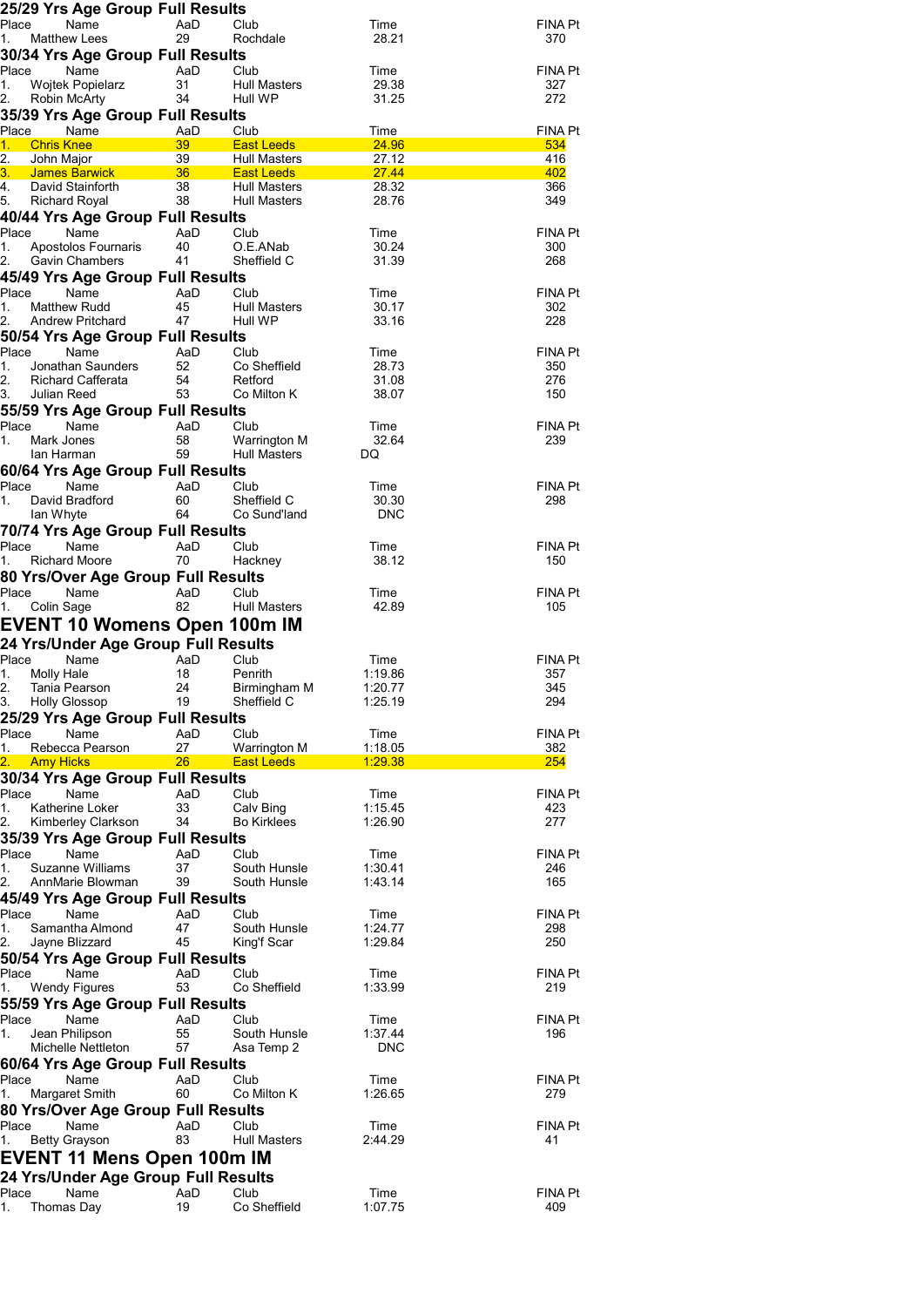### 25/29 Yrs Age Group Full Results

| Place | Name | AaD | Club | Time | FINA Pt |
|---|---|---|---|---|---|
| 1. | Matthew Lees | 29 | Rochdale | 28.21 | 370 |

### 30/34 Yrs Age Group Full Results

| Place | Name | AaD | Club | Time | FINA Pt |
|---|---|---|---|---|---|
| 1. | Wojtek Popielarz | 31 | Hull Masters | 29.38 | 327 |
| 2. | Robin McArty | 34 | Hull WP | 31.25 | 272 |

### 35/39 Yrs Age Group Full Results

| Place | Name | AaD | Club | Time | FINA Pt |
|---|---|---|---|---|---|
| 1. | Chris Knee | 39 | East Leeds | 24.96 | 534 |
| 2. | John Major | 39 | Hull Masters | 27.12 | 416 |
| 3. | James Barwick | 36 | East Leeds | 27.44 | 402 |
| 4. | David Stainforth | 38 | Hull Masters | 28.32 | 366 |
| 5. | Richard Royal | 38 | Hull Masters | 28.76 | 349 |

### 40/44 Yrs Age Group Full Results

| Place | Name | AaD | Club | Time | FINA Pt |
|---|---|---|---|---|---|
| 1. | Apostolos Fournaris | 40 | O.E.ANab | 30.24 | 300 |
| 2. | Gavin Chambers | 41 | Sheffield C | 31.39 | 268 |

### 45/49 Yrs Age Group Full Results

| Place | Name | AaD | Club | Time | FINA Pt |
|---|---|---|---|---|---|
| 1. | Matthew Rudd | 45 | Hull Masters | 30.17 | 302 |
| 2. | Andrew Pritchard | 47 | Hull WP | 33.16 | 228 |

### 50/54 Yrs Age Group Full Results

| Place | Name | AaD | Club | Time | FINA Pt |
|---|---|---|---|---|---|
| 1. | Jonathan Saunders | 52 | Co Sheffield | 28.73 | 350 |
| 2. | Richard Cafferata | 54 | Retford | 31.08 | 276 |
| 3. | Julian Reed | 53 | Co Milton K | 38.07 | 150 |

### 55/59 Yrs Age Group Full Results

| Place | Name | AaD | Club | Time | FINA Pt |
|---|---|---|---|---|---|
| 1. | Mark Jones | 58 | Warrington M | 32.64 | 239 |
| | Ian Harman | 59 | Hull Masters | DQ | |

### 60/64 Yrs Age Group Full Results

| Place | Name | AaD | Club | Time | FINA Pt |
|---|---|---|---|---|---|
| 1. | David Bradford | 60 | Sheffield C | 30.30 | 298 |
| | Ian Whyte | 64 | Co Sund'land | DNC | |

### 70/74 Yrs Age Group Full Results

| Place | Name | AaD | Club | Time | FINA Pt |
|---|---|---|---|---|---|
| 1. | Richard Moore | 70 | Hackney | 38.12 | 150 |

### 80 Yrs/Over Age Group Full Results

| Place | Name | AaD | Club | Time | FINA Pt |
|---|---|---|---|---|---|
| 1. | Colin Sage | 82 | Hull Masters | 42.89 | 105 |

## EVENT 10 Womens Open 100m IM

### 24 Yrs/Under Age Group Full Results

| Place | Name | AaD | Club | Time | FINA Pt |
|---|---|---|---|---|---|
| 1. | Molly Hale | 18 | Penrith | 1:19.86 | 357 |
| 2. | Tania Pearson | 24 | Birmingham M | 1:20.77 | 345 |
| 3. | Holly Glossop | 19 | Sheffield C | 1:25.19 | 294 |

### 25/29 Yrs Age Group Full Results

| Place | Name | AaD | Club | Time | FINA Pt |
|---|---|---|---|---|---|
| 1. | Rebecca Pearson | 27 | Warrington M | 1:18.05 | 382 |
| 2. | Amy Hicks | 26 | East Leeds | 1:29.38 | 254 |

### 30/34 Yrs Age Group Full Results

| Place | Name | AaD | Club | Time | FINA Pt |
|---|---|---|---|---|---|
| 1. | Katherine Loker | 33 | Calv Bing | 1:15.45 | 423 |
| 2. | Kimberley Clarkson | 34 | Bo Kirklees | 1:26.90 | 277 |

### 35/39 Yrs Age Group Full Results

| Place | Name | AaD | Club | Time | FINA Pt |
|---|---|---|---|---|---|
| 1. | Suzanne Williams | 37 | South Hunsle | 1:30.41 | 246 |
| 2. | AnnMarie Blowman | 39 | South Hunsle | 1:43.14 | 165 |

### 45/49 Yrs Age Group Full Results

| Place | Name | AaD | Club | Time | FINA Pt |
|---|---|---|---|---|---|
| 1. | Samantha Almond | 47 | South Hunsle | 1:24.77 | 298 |
| 2. | Jayne Blizzard | 45 | King'f Scar | 1:29.84 | 250 |

### 50/54 Yrs Age Group Full Results

| Place | Name | AaD | Club | Time | FINA Pt |
|---|---|---|---|---|---|
| 1. | Wendy Figures | 53 | Co Sheffield | 1:33.99 | 219 |

### 55/59 Yrs Age Group Full Results

| Place | Name | AaD | Club | Time | FINA Pt |
|---|---|---|---|---|---|
| 1. | Jean Philipson | 55 | South Hunsle | 1:37.44 | 196 |
| | Michelle Nettleton | 57 | Asa Temp 2 | DNC | |

### 60/64 Yrs Age Group Full Results

| Place | Name | AaD | Club | Time | FINA Pt |
|---|---|---|---|---|---|
| 1. | Margaret Smith | 60 | Co Milton K | 1:26.65 | 279 |

### 80 Yrs/Over Age Group Full Results

| Place | Name | AaD | Club | Time | FINA Pt |
|---|---|---|---|---|---|
| 1. | Betty Grayson | 83 | Hull Masters | 2:44.29 | 41 |

## EVENT 11 Mens Open 100m IM

### 24 Yrs/Under Age Group Full Results

| Place | Name | AaD | Club | Time | FINA Pt |
|---|---|---|---|---|---|
| 1. | Thomas Day | 19 | Co Sheffield | 1:07.75 | 409 |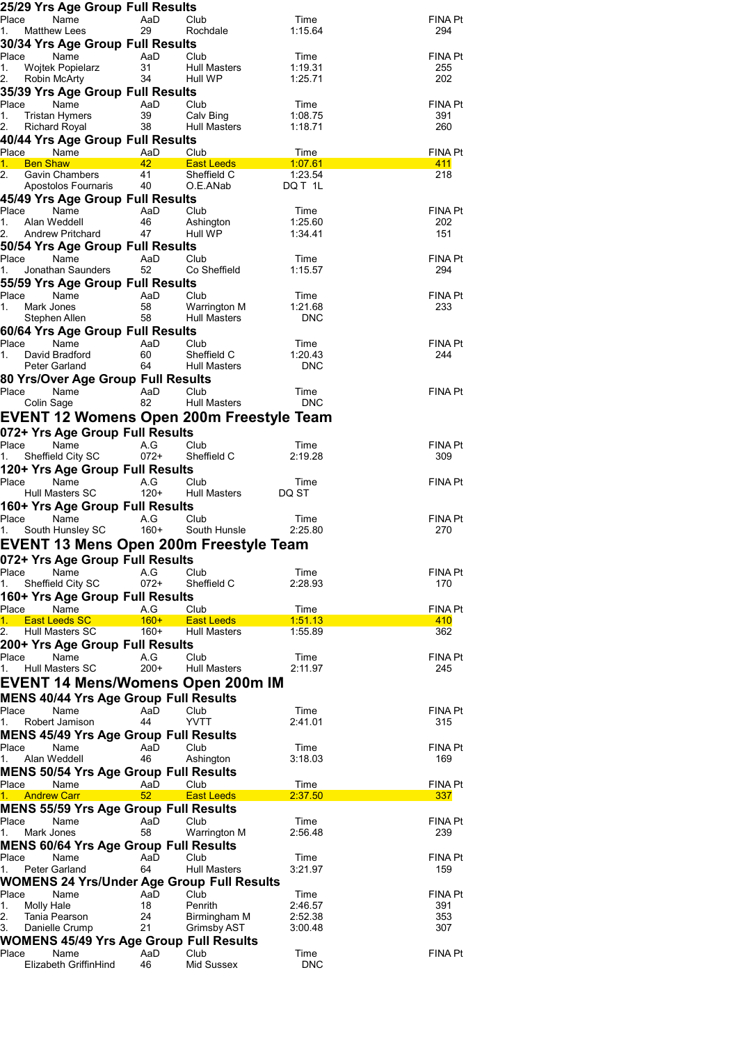### 25/29 Yrs Age Group Full Results

| Place | Name | AaD | Club | Time | FINA Pt |
|---|---|---|---|---|---|
| 1. | Matthew Lees | 29 | Rochdale | 1:15.64 | 294 |

### 30/34 Yrs Age Group Full Results

| Place | Name | AaD | Club | Time | FINA Pt |
|---|---|---|---|---|---|
| 1. | Wojtek Popielarz | 31 | Hull Masters | 1:19.31 | 255 |
| 2. | Robin McArty | 34 | Hull WP | 1:25.71 | 202 |

### 35/39 Yrs Age Group Full Results

| Place | Name | AaD | Club | Time | FINA Pt |
|---|---|---|---|---|---|
| 1. | Tristan Hymers | 39 | Calv Bing | 1:08.75 | 391 |
| 2. | Richard Royal | 38 | Hull Masters | 1:18.71 | 260 |

### 40/44 Yrs Age Group Full Results

| Place | Name | AaD | Club | Time | FINA Pt |
|---|---|---|---|---|---|
| 1. | Ben Shaw | 42 | East Leeds | 1:07.61 | 411 |
| 2. | Gavin Chambers | 41 | Sheffield C | 1:23.54 | 218 |
| | Apostolos Fournaris | 40 | O.E.ANab | DQ T 1L | |

### 45/49 Yrs Age Group Full Results

| Place | Name | AaD | Club | Time | FINA Pt |
|---|---|---|---|---|---|
| 1. | Alan Weddell | 46 | Ashington | 1:25.60 | 202 |
| 2. | Andrew Pritchard | 47 | Hull WP | 1:34.41 | 151 |

### 50/54 Yrs Age Group Full Results

| Place | Name | AaD | Club | Time | FINA Pt |
|---|---|---|---|---|---|
| 1. | Jonathan Saunders | 52 | Co Sheffield | 1:15.57 | 294 |

### 55/59 Yrs Age Group Full Results

| Place | Name | AaD | Club | Time | FINA Pt |
|---|---|---|---|---|---|
| 1. | Mark Jones | 58 | Warrington M | 1:21.68 | 233 |
| | Stephen Allen | 58 | Hull Masters | DNC | |

### 60/64 Yrs Age Group Full Results

| Place | Name | AaD | Club | Time | FINA Pt |
|---|---|---|---|---|---|
| 1. | David Bradford | 60 | Sheffield C | 1:20.43 | 244 |
| | Peter Garland | 64 | Hull Masters | DNC | |

### 80 Yrs/Over Age Group Full Results

| Place | Name | AaD | Club | Time | FINA Pt |
|---|---|---|---|---|---|
| | Colin Sage | 82 | Hull Masters | DNC | |

## EVENT 12 Womens Open 200m Freestyle Team

### 072+ Yrs Age Group Full Results

| Place | Name | A.G | Club | Time | FINA Pt |
|---|---|---|---|---|---|
| 1. | Sheffield City SC | 072+ | Sheffield C | 2:19.28 | 309 |

### 120+ Yrs Age Group Full Results

| Place | Name | A.G | Club | Time | FINA Pt |
|---|---|---|---|---|---|
| | Hull Masters SC | 120+ | Hull Masters | DQ ST | |

### 160+ Yrs Age Group Full Results

| Place | Name | A.G | Club | Time | FINA Pt |
|---|---|---|---|---|---|
| 1. | South Hunsley SC | 160+ | South Hunsle | 2:25.80 | 270 |

## EVENT 13 Mens Open 200m Freestyle Team

### 072+ Yrs Age Group Full Results

| Place | Name | A.G | Club | Time | FINA Pt |
|---|---|---|---|---|---|
| 1. | Sheffield City SC | 072+ | Sheffield C | 2:28.93 | 170 |

### 160+ Yrs Age Group Full Results

| Place | Name | A.G | Club | Time | FINA Pt |
|---|---|---|---|---|---|
| 1. | East Leeds SC | 160+ | East Leeds | 1:51.13 | 410 |
| 2. | Hull Masters SC | 160+ | Hull Masters | 1:55.89 | 362 |

### 200+ Yrs Age Group Full Results

| Place | Name | A.G | Club | Time | FINA Pt |
|---|---|---|---|---|---|
| 1. | Hull Masters SC | 200+ | Hull Masters | 2:11.97 | 245 |

## EVENT 14 Mens/Womens Open 200m IM

### MENS 40/44 Yrs Age Group Full Results

| Place | Name | AaD | Club | Time | FINA Pt |
|---|---|---|---|---|---|
| 1. | Robert Jamison | 44 | YVTT | 2:41.01 | 315 |

### MENS 45/49 Yrs Age Group Full Results

| Place | Name | AaD | Club | Time | FINA Pt |
|---|---|---|---|---|---|
| 1. | Alan Weddell | 46 | Ashington | 3:18.03 | 169 |

### MENS 50/54 Yrs Age Group Full Results

| Place | Name | AaD | Club | Time | FINA Pt |
|---|---|---|---|---|---|
| 1. | Andrew Carr | 52 | East Leeds | 2:37.50 | 337 |

### MENS 55/59 Yrs Age Group Full Results

| Place | Name | AaD | Club | Time | FINA Pt |
|---|---|---|---|---|---|
| 1. | Mark Jones | 58 | Warrington M | 2:56.48 | 239 |

### MENS 60/64 Yrs Age Group Full Results

| Place | Name | AaD | Club | Time | FINA Pt |
|---|---|---|---|---|---|
| 1. | Peter Garland | 64 | Hull Masters | 3:21.97 | 159 |

### WOMENS 24 Yrs/Under Age Group Full Results

| Place | Name | AaD | Club | Time | FINA Pt |
|---|---|---|---|---|---|
| 1. | Molly Hale | 18 | Penrith | 2:46.57 | 391 |
| 2. | Tania Pearson | 24 | Birmingham M | 2:52.38 | 353 |
| 3. | Danielle Crump | 21 | Grimsby AST | 3:00.48 | 307 |

### WOMENS 45/49 Yrs Age Group Full Results

| Place | Name | AaD | Club | Time | FINA Pt |
|---|---|---|---|---|---|
| | Elizabeth GriffinHind | 46 | Mid Sussex | DNC | |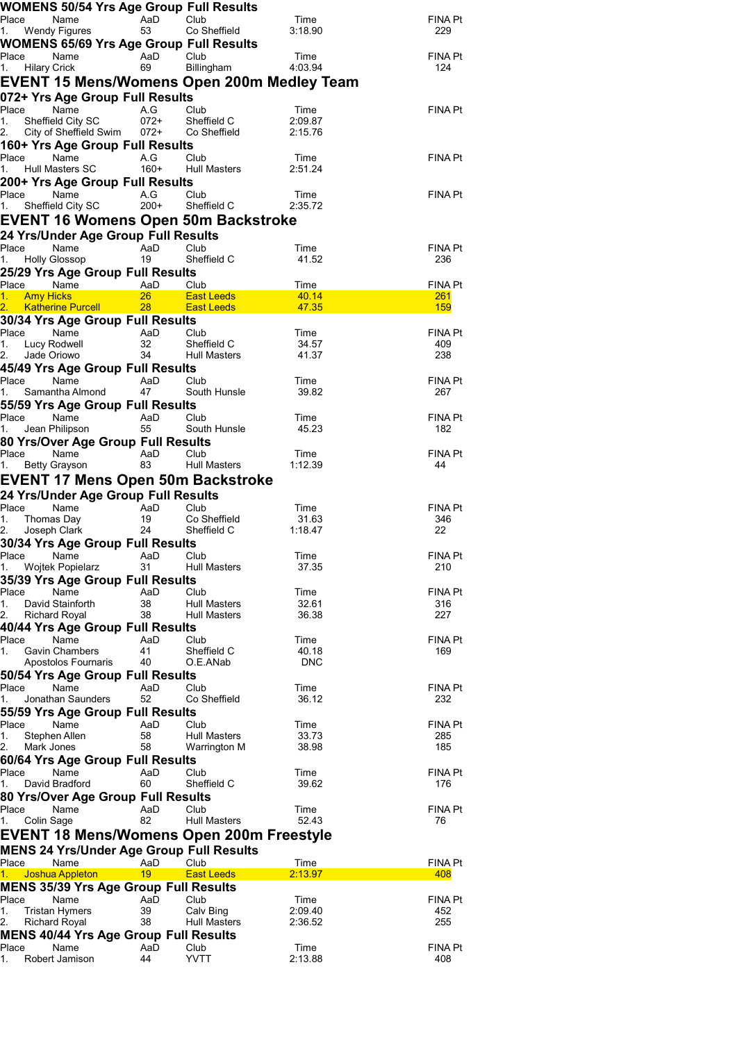### WOMENS 50/54 Yrs Age Group Full Results

| Place | Name | AaD | Club | Time | FINA Pt |
|---|---|---|---|---|---|
| 1. | Wendy Figures | 53 | Co Sheffield | 3:18.90 | 229 |

### WOMENS 65/69 Yrs Age Group Full Results

| Place | Name | AaD | Club | Time | FINA Pt |
|---|---|---|---|---|---|
| 1. | Hilary Crick | 69 | Billingham | 4:03.94 | 124 |

## EVENT 15 Mens/Womens Open 200m Medley Team

### 072+ Yrs Age Group Full Results

| Place | Name | A.G | Club | Time | FINA Pt |
|---|---|---|---|---|---|
| 1. | Sheffield City SC | 072+ | Sheffield C | 2:09.87 | |
| 2. | City of Sheffield Swim | 072+ | Co Sheffield | 2:15.76 | |

### 160+ Yrs Age Group Full Results

| Place | Name | A.G | Club | Time | FINA Pt |
|---|---|---|---|---|---|
| 1. | Hull Masters SC | 160+ | Hull Masters | 2:51.24 | |

### 200+ Yrs Age Group Full Results

| Place | Name | A.G | Club | Time | FINA Pt |
|---|---|---|---|---|---|
| 1. | Sheffield City SC | 200+ | Sheffield C | 2:35.72 | |

## EVENT 16 Womens Open 50m Backstroke

### 24 Yrs/Under Age Group Full Results

| Place | Name | AaD | Club | Time | FINA Pt |
|---|---|---|---|---|---|
| 1. | Holly Glossop | 19 | Sheffield C | 41.52 | 236 |

### 25/29 Yrs Age Group Full Results

| Place | Name | AaD | Club | Time | FINA Pt |
|---|---|---|---|---|---|
| 1. | Amy Hicks | 26 | East Leeds | 40.14 | 261 |
| 2. | Katherine Purcell | 28 | East Leeds | 47.35 | 159 |

### 30/34 Yrs Age Group Full Results

| Place | Name | AaD | Club | Time | FINA Pt |
|---|---|---|---|---|---|
| 1. | Lucy Rodwell | 32 | Sheffield C | 34.57 | 409 |
| 2. | Jade Oriowo | 34 | Hull Masters | 41.37 | 238 |

### 45/49 Yrs Age Group Full Results

| Place | Name | AaD | Club | Time | FINA Pt |
|---|---|---|---|---|---|
| 1. | Samantha Almond | 47 | South Hunsle | 39.82 | 267 |

### 55/59 Yrs Age Group Full Results

| Place | Name | AaD | Club | Time | FINA Pt |
|---|---|---|---|---|---|
| 1. | Jean Philipson | 55 | South Hunsle | 45.23 | 182 |

### 80 Yrs/Over Age Group Full Results

| Place | Name | AaD | Club | Time | FINA Pt |
|---|---|---|---|---|---|
| 1. | Betty Grayson | 83 | Hull Masters | 1:12.39 | 44 |

## EVENT 17 Mens Open 50m Backstroke

### 24 Yrs/Under Age Group Full Results

| Place | Name | AaD | Club | Time | FINA Pt |
|---|---|---|---|---|---|
| 1. | Thomas Day | 19 | Co Sheffield | 31.63 | 346 |
| 2. | Joseph Clark | 24 | Sheffield C | 1:18.47 | 22 |

### 30/34 Yrs Age Group Full Results

| Place | Name | AaD | Club | Time | FINA Pt |
|---|---|---|---|---|---|
| 1. | Wojtek Popielarz | 31 | Hull Masters | 37.35 | 210 |

### 35/39 Yrs Age Group Full Results

| Place | Name | AaD | Club | Time | FINA Pt |
|---|---|---|---|---|---|
| 1. | David Stainforth | 38 | Hull Masters | 32.61 | 316 |
| 2. | Richard Royal | 38 | Hull Masters | 36.38 | 227 |

### 40/44 Yrs Age Group Full Results

| Place | Name | AaD | Club | Time | FINA Pt |
|---|---|---|---|---|---|
| 1. | Gavin Chambers | 41 | Sheffield C | 40.18 | 169 |
| | Apostolos Fournaris | 40 | O.E.ANab | DNC | |

### 50/54 Yrs Age Group Full Results

| Place | Name | AaD | Club | Time | FINA Pt |
|---|---|---|---|---|---|
| 1. | Jonathan Saunders | 52 | Co Sheffield | 36.12 | 232 |

### 55/59 Yrs Age Group Full Results

| Place | Name | AaD | Club | Time | FINA Pt |
|---|---|---|---|---|---|
| 1. | Stephen Allen | 58 | Hull Masters | 33.73 | 285 |
| 2. | Mark Jones | 58 | Warrington M | 38.98 | 185 |

### 60/64 Yrs Age Group Full Results

| Place | Name | AaD | Club | Time | FINA Pt |
|---|---|---|---|---|---|
| 1. | David Bradford | 60 | Sheffield C | 39.62 | 176 |

### 80 Yrs/Over Age Group Full Results

| Place | Name | AaD | Club | Time | FINA Pt |
|---|---|---|---|---|---|
| 1. | Colin Sage | 82 | Hull Masters | 52.43 | 76 |

## EVENT 18 Mens/Womens Open 200m Freestyle

### MENS 24 Yrs/Under Age Group Full Results

| Place | Name | AaD | Club | Time | FINA Pt |
|---|---|---|---|---|---|
| 1. | Joshua Appleton | 19 | East Leeds | 2:13.97 | 408 |

### MENS 35/39 Yrs Age Group Full Results

| Place | Name | AaD | Club | Time | FINA Pt |
|---|---|---|---|---|---|
| 1. | Tristan Hymers | 39 | Calv Bing | 2:09.40 | 452 |
| 2. | Richard Royal | 38 | Hull Masters | 2:36.52 | 255 |

### MENS 40/44 Yrs Age Group Full Results

| Place | Name | AaD | Club | Time | FINA Pt |
|---|---|---|---|---|---|
| 1. | Robert Jamison | 44 | YVTT | 2:13.88 | 408 |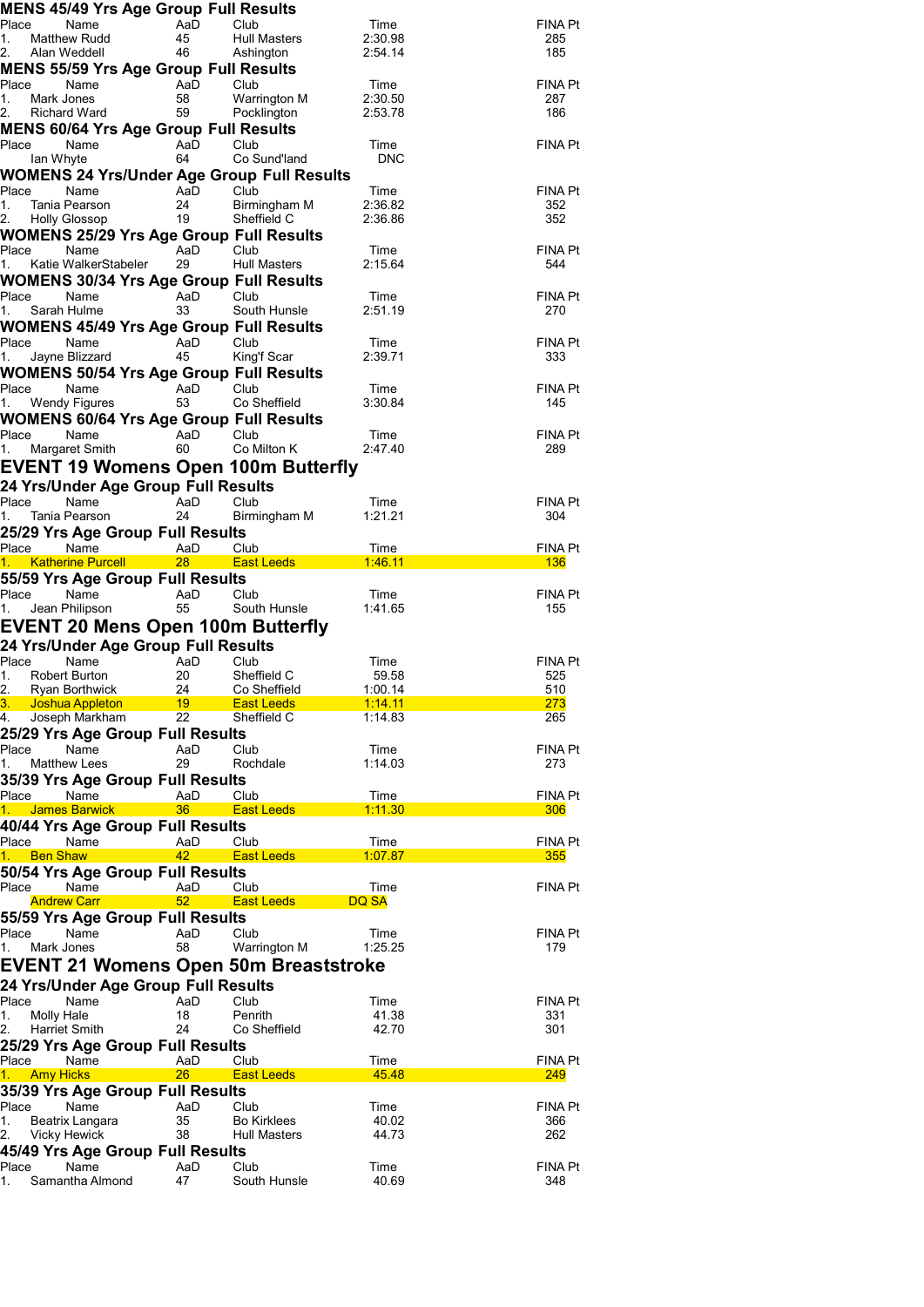### MENS 45/49 Yrs Age Group Full Results

| Place | Name | AaD | Club | Time | FINA Pt |
|---|---|---|---|---|---|
| 1. | Matthew Rudd | 45 | Hull Masters | 2:30.98 | 285 |
| 2. | Alan Weddell | 46 | Ashington | 2:54.14 | 185 |

### MENS 55/59 Yrs Age Group Full Results

| Place | Name | AaD | Club | Time | FINA Pt |
|---|---|---|---|---|---|
| 1. | Mark Jones | 58 | Warrington M | 2:30.50 | 287 |
| 2. | Richard Ward | 59 | Pocklington | 2:53.78 | 186 |

### MENS 60/64 Yrs Age Group Full Results

| Place | Name | AaD | Club | Time | FINA Pt |
|---|---|---|---|---|---|
| | Ian Whyte | 64 | Co Sund'land | DNC | |

### WOMENS 24 Yrs/Under Age Group Full Results

| Place | Name | AaD | Club | Time | FINA Pt |
|---|---|---|---|---|---|
| 1. | Tania Pearson | 24 | Birmingham M | 2:36.82 | 352 |
| 2. | Holly Glossop | 19 | Sheffield C | 2:36.86 | 352 |

### WOMENS 25/29 Yrs Age Group Full Results

| Place | Name | AaD | Club | Time | FINA Pt |
|---|---|---|---|---|---|
| 1. | Katie WalkerStabeler | 29 | Hull Masters | 2:15.64 | 544 |

### WOMENS 30/34 Yrs Age Group Full Results

| Place | Name | AaD | Club | Time | FINA Pt |
|---|---|---|---|---|---|
| 1. | Sarah Hulme | 33 | South Hunsle | 2:51.19 | 270 |

### WOMENS 45/49 Yrs Age Group Full Results

| Place | Name | AaD | Club | Time | FINA Pt |
|---|---|---|---|---|---|
| 1. | Jayne Blizzard | 45 | King'f Scar | 2:39.71 | 333 |

### WOMENS 50/54 Yrs Age Group Full Results

| Place | Name | AaD | Club | Time | FINA Pt |
|---|---|---|---|---|---|
| 1. | Wendy Figures | 53 | Co Sheffield | 3:30.84 | 145 |

### WOMENS 60/64 Yrs Age Group Full Results

| Place | Name | AaD | Club | Time | FINA Pt |
|---|---|---|---|---|---|
| 1. | Margaret Smith | 60 | Co Milton K | 2:47.40 | 289 |

## EVENT 19 Womens Open 100m Butterfly

### 24 Yrs/Under Age Group Full Results

| Place | Name | AaD | Club | Time | FINA Pt |
|---|---|---|---|---|---|
| 1. | Tania Pearson | 24 | Birmingham M | 1:21.21 | 304 |

### 25/29 Yrs Age Group Full Results

| Place | Name | AaD | Club | Time | FINA Pt |
|---|---|---|---|---|---|
| 1. | Katherine Purcell | 28 | East Leeds | 1:46.11 | 136 |

### 55/59 Yrs Age Group Full Results

| Place | Name | AaD | Club | Time | FINA Pt |
|---|---|---|---|---|---|
| 1. | Jean Philipson | 55 | South Hunsle | 1:41.65 | 155 |

## EVENT 20 Mens Open 100m Butterfly

### 24 Yrs/Under Age Group Full Results

| Place | Name | AaD | Club | Time | FINA Pt |
|---|---|---|---|---|---|
| 1. | Robert Burton | 20 | Sheffield C | 59.58 | 525 |
| 2. | Ryan Borthwick | 24 | Co Sheffield | 1:00.14 | 510 |
| 3. | Joshua Appleton | 19 | East Leeds | 1:14.11 | 273 |
| 4. | Joseph Markham | 22 | Sheffield C | 1:14.83 | 265 |

### 25/29 Yrs Age Group Full Results

| Place | Name | AaD | Club | Time | FINA Pt |
|---|---|---|---|---|---|
| 1. | Matthew Lees | 29 | Rochdale | 1:14.03 | 273 |

### 35/39 Yrs Age Group Full Results

| Place | Name | AaD | Club | Time | FINA Pt |
|---|---|---|---|---|---|
| 1. | James Barwick | 36 | East Leeds | 1:11.30 | 306 |

### 40/44 Yrs Age Group Full Results

| Place | Name | AaD | Club | Time | FINA Pt |
|---|---|---|---|---|---|
| 1. | Ben Shaw | 42 | East Leeds | 1:07.87 | 355 |

### 50/54 Yrs Age Group Full Results

| Place | Name | AaD | Club | Time | FINA Pt |
|---|---|---|---|---|---|
| | Andrew Carr | 52 | East Leeds | DQ SA | |

### 55/59 Yrs Age Group Full Results

| Place | Name | AaD | Club | Time | FINA Pt |
|---|---|---|---|---|---|
| 1. | Mark Jones | 58 | Warrington M | 1:25.25 | 179 |

## EVENT 21 Womens Open 50m Breaststroke

### 24 Yrs/Under Age Group Full Results

| Place | Name | AaD | Club | Time | FINA Pt |
|---|---|---|---|---|---|
| 1. | Molly Hale | 18 | Penrith | 41.38 | 331 |
| 2. | Harriet Smith | 24 | Co Sheffield | 42.70 | 301 |

### 25/29 Yrs Age Group Full Results

| Place | Name | AaD | Club | Time | FINA Pt |
|---|---|---|---|---|---|
| 1. | Amy Hicks | 26 | East Leeds | 45.48 | 249 |

### 35/39 Yrs Age Group Full Results

| Place | Name | AaD | Club | Time | FINA Pt |
|---|---|---|---|---|---|
| 1. | Beatrix Langara | 35 | Bo Kirklees | 40.02 | 366 |
| 2. | Vicky Hewick | 38 | Hull Masters | 44.73 | 262 |

### 45/49 Yrs Age Group Full Results

| Place | Name | AaD | Club | Time | FINA Pt |
|---|---|---|---|---|---|
| 1. | Samantha Almond | 47 | South Hunsle | 40.69 | 348 |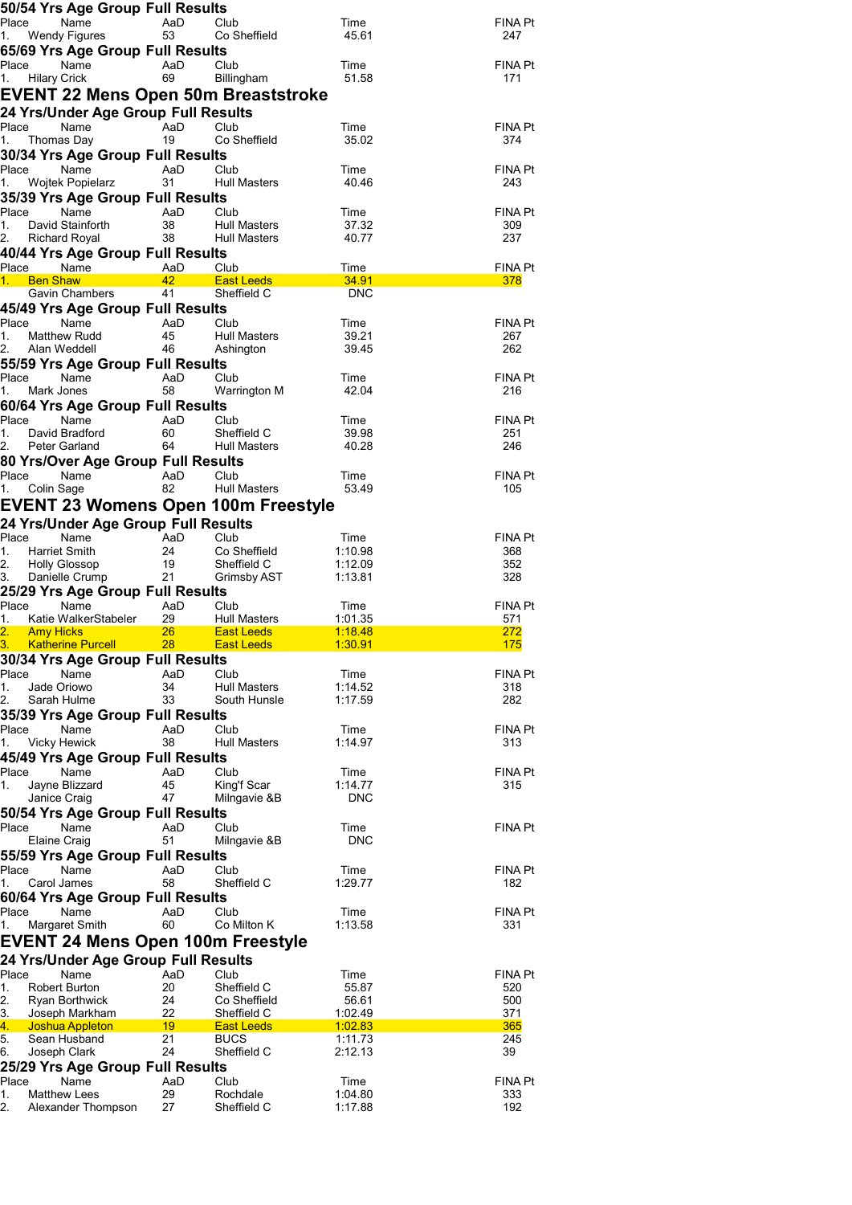### 50/54 Yrs Age Group Full Results

| Place | Name | AaD | Club | Time | FINA Pt |
|---|---|---|---|---|---|
| 1. | Wendy Figures | 53 | Co Sheffield | 45.61 | 247 |

### 65/69 Yrs Age Group Full Results

| Place | Name | AaD | Club | Time | FINA Pt |
|---|---|---|---|---|---|
| 1. | Hilary Crick | 69 | Billingham | 51.58 | 171 |

## EVENT 22 Mens Open 50m Breaststroke

### 24 Yrs/Under Age Group Full Results

| Place | Name | AaD | Club | Time | FINA Pt |
|---|---|---|---|---|---|
| 1. | Thomas Day | 19 | Co Sheffield | 35.02 | 374 |

### 30/34 Yrs Age Group Full Results

| Place | Name | AaD | Club | Time | FINA Pt |
|---|---|---|---|---|---|
| 1. | Wojtek Popielarz | 31 | Hull Masters | 40.46 | 243 |

### 35/39 Yrs Age Group Full Results

| Place | Name | AaD | Club | Time | FINA Pt |
|---|---|---|---|---|---|
| 1. | David Stainforth | 38 | Hull Masters | 37.32 | 309 |
| 2. | Richard Royal | 38 | Hull Masters | 40.77 | 237 |

### 40/44 Yrs Age Group Full Results

| Place | Name | AaD | Club | Time | FINA Pt |
|---|---|---|---|---|---|
| 1. | Ben Shaw | 42 | East Leeds | 34.91 | 378 |
| | Gavin Chambers | 41 | Sheffield C | DNC | |

### 45/49 Yrs Age Group Full Results

| Place | Name | AaD | Club | Time | FINA Pt |
|---|---|---|---|---|---|
| 1. | Matthew Rudd | 45 | Hull Masters | 39.21 | 267 |
| 2. | Alan Weddell | 46 | Ashington | 39.45 | 262 |

### 55/59 Yrs Age Group Full Results

| Place | Name | AaD | Club | Time | FINA Pt |
|---|---|---|---|---|---|
| 1. | Mark Jones | 58 | Warrington M | 42.04 | 216 |

### 60/64 Yrs Age Group Full Results

| Place | Name | AaD | Club | Time | FINA Pt |
|---|---|---|---|---|---|
| 1. | David Bradford | 60 | Sheffield C | 39.98 | 251 |
| 2. | Peter Garland | 64 | Hull Masters | 40.28 | 246 |

### 80 Yrs/Over Age Group Full Results

| Place | Name | AaD | Club | Time | FINA Pt |
|---|---|---|---|---|---|
| 1. | Colin Sage | 82 | Hull Masters | 53.49 | 105 |

## EVENT 23 Womens Open 100m Freestyle

### 24 Yrs/Under Age Group Full Results

| Place | Name | AaD | Club | Time | FINA Pt |
|---|---|---|---|---|---|
| 1. | Harriet Smith | 24 | Co Sheffield | 1:10.98 | 368 |
| 2. | Holly Glossop | 19 | Sheffield C | 1:12.09 | 352 |
| 3. | Danielle Crump | 21 | Grimsby AST | 1:13.81 | 328 |

### 25/29 Yrs Age Group Full Results

| Place | Name | AaD | Club | Time | FINA Pt |
|---|---|---|---|---|---|
| 1. | Katie WalkerStabeler | 29 | Hull Masters | 1:01.35 | 571 |
| 2. | Amy Hicks | 26 | East Leeds | 1:18.48 | 272 |
| 3. | Katherine Purcell | 28 | East Leeds | 1:30.91 | 175 |

### 30/34 Yrs Age Group Full Results

| Place | Name | AaD | Club | Time | FINA Pt |
|---|---|---|---|---|---|
| 1. | Jade Oriowo | 34 | Hull Masters | 1:14.52 | 318 |
| 2. | Sarah Hulme | 33 | South Hunsle | 1:17.59 | 282 |

### 35/39 Yrs Age Group Full Results

| Place | Name | AaD | Club | Time | FINA Pt |
|---|---|---|---|---|---|
| 1. | Vicky Hewick | 38 | Hull Masters | 1:14.97 | 313 |

### 45/49 Yrs Age Group Full Results

| Place | Name | AaD | Club | Time | FINA Pt |
|---|---|---|---|---|---|
| 1. | Jayne Blizzard | 45 | King'f Scar | 1:14.77 | 315 |
| | Janice Craig | 47 | Milngavie &B | DNC | |

### 50/54 Yrs Age Group Full Results

| Place | Name | AaD | Club | Time | FINA Pt |
|---|---|---|---|---|---|
| | Elaine Craig | 51 | Milngavie &B | DNC | |

### 55/59 Yrs Age Group Full Results

| Place | Name | AaD | Club | Time | FINA Pt |
|---|---|---|---|---|---|
| 1. | Carol James | 58 | Sheffield C | 1:29.77 | 182 |

### 60/64 Yrs Age Group Full Results

| Place | Name | AaD | Club | Time | FINA Pt |
|---|---|---|---|---|---|
| 1. | Margaret Smith | 60 | Co Milton K | 1:13.58 | 331 |

## EVENT 24 Mens Open 100m Freestyle

### 24 Yrs/Under Age Group Full Results

| Place | Name | AaD | Club | Time | FINA Pt |
|---|---|---|---|---|---|
| 1. | Robert Burton | 20 | Sheffield C | 55.87 | 520 |
| 2. | Ryan Borthwick | 24 | Co Sheffield | 56.61 | 500 |
| 3. | Joseph Markham | 22 | Sheffield C | 1:02.49 | 371 |
| 4. | Joshua Appleton | 19 | East Leeds | 1:02.83 | 365 |
| 5. | Sean Husband | 21 | BUCS | 1:11.73 | 245 |
| 6. | Joseph Clark | 24 | Sheffield C | 2:12.13 | 39 |

### 25/29 Yrs Age Group Full Results

| Place | Name | AaD | Club | Time | FINA Pt |
|---|---|---|---|---|---|
| 1. | Matthew Lees | 29 | Rochdale | 1:04.80 | 333 |
| 2. | Alexander Thompson | 27 | Sheffield C | 1:17.88 | 192 |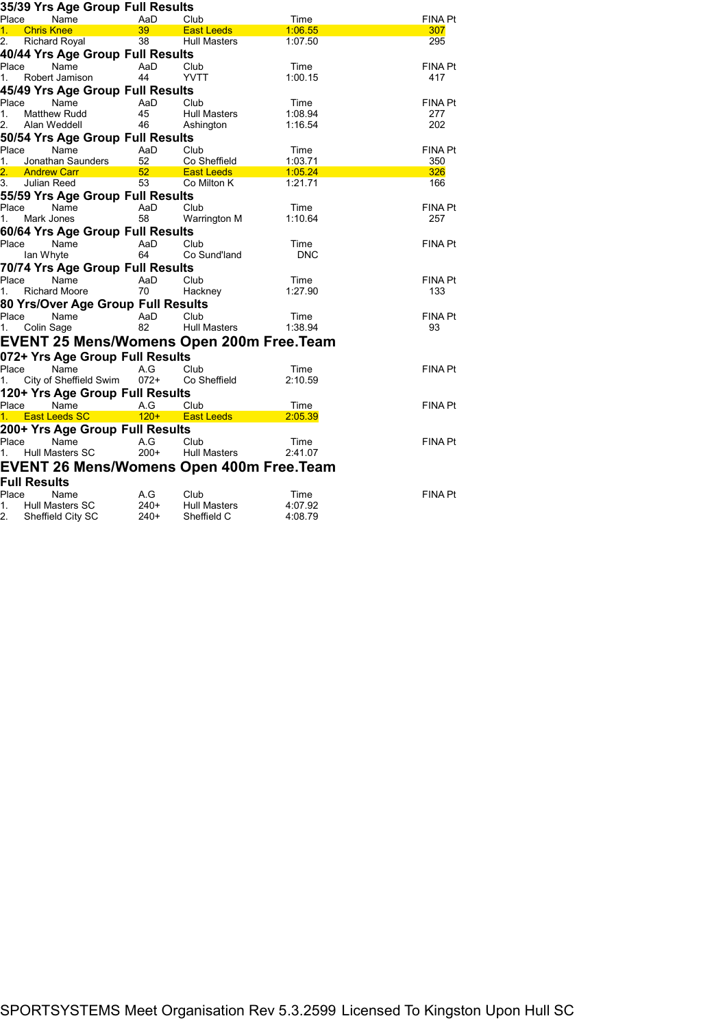### 35/39 Yrs Age Group Full Results

| Place | Name | AaD | Club | Time | FINA Pt |
|---|---|---|---|---|---|
| 1. | Chris Knee | 39 | East Leeds | 1:06.55 | 307 |
| 2. | Richard Royal | 38 | Hull Masters | 1:07.50 | 295 |

### 40/44 Yrs Age Group Full Results

| Place | Name | AaD | Club | Time | FINA Pt |
|---|---|---|---|---|---|
| 1. | Robert Jamison | 44 | YVTT | 1:00.15 | 417 |

### 45/49 Yrs Age Group Full Results

| Place | Name | AaD | Club | Time | FINA Pt |
|---|---|---|---|---|---|
| 1. | Matthew Rudd | 45 | Hull Masters | 1:08.94 | 277 |
| 2. | Alan Weddell | 46 | Ashington | 1:16.54 | 202 |

### 50/54 Yrs Age Group Full Results

| Place | Name | AaD | Club | Time | FINA Pt |
|---|---|---|---|---|---|
| 1. | Jonathan Saunders | 52 | Co Sheffield | 1:03.71 | 350 |
| 2. | Andrew Carr | 52 | East Leeds | 1:05.24 | 326 |
| 3. | Julian Reed | 53 | Co Milton K | 1:21.71 | 166 |

### 55/59 Yrs Age Group Full Results

| Place | Name | AaD | Club | Time | FINA Pt |
|---|---|---|---|---|---|
| 1. | Mark Jones | 58 | Warrington M | 1:10.64 | 257 |

### 60/64 Yrs Age Group Full Results

| Place | Name | AaD | Club | Time | FINA Pt |
|---|---|---|---|---|---|
| | Ian Whyte | 64 | Co Sund'land | DNC | |

### 70/74 Yrs Age Group Full Results

| Place | Name | AaD | Club | Time | FINA Pt |
|---|---|---|---|---|---|
| 1. | Richard Moore | 70 | Hackney | 1:27.90 | 133 |

### 80 Yrs/Over Age Group Full Results

| Place | Name | AaD | Club | Time | FINA Pt |
|---|---|---|---|---|---|
| 1. | Colin Sage | 82 | Hull Masters | 1:38.94 | 93 |

## EVENT 25 Mens/Womens Open 200m Free.Team

### 072+ Yrs Age Group Full Results

| Place | Name | A.G | Club | Time | FINA Pt |
|---|---|---|---|---|---|
| 1. | City of Sheffield Swim | 072+ | Co Sheffield | 2:10.59 | |

### 120+ Yrs Age Group Full Results

| Place | Name | A.G | Club | Time | FINA Pt |
|---|---|---|---|---|---|
| 1. | East Leeds SC | 120+ | East Leeds | 2:05.39 | |

### 200+ Yrs Age Group Full Results

| Place | Name | A.G | Club | Time | FINA Pt |
|---|---|---|---|---|---|
| 1. | Hull Masters SC | 200+ | Hull Masters | 2:41.07 | |

## EVENT 26 Mens/Womens Open 400m Free.Team

### Full Results

| Place | Name | A.G | Club | Time | FINA Pt |
|---|---|---|---|---|---|
| 1. | Hull Masters SC | 240+ | Hull Masters | 4:07.92 | |
| 2. | Sheffield City SC | 240+ | Sheffield C | 4:08.79 | |

SPORTSYSTEMS Meet Organisation Rev 5.3.2599 Licensed To Kingston Upon Hull SC